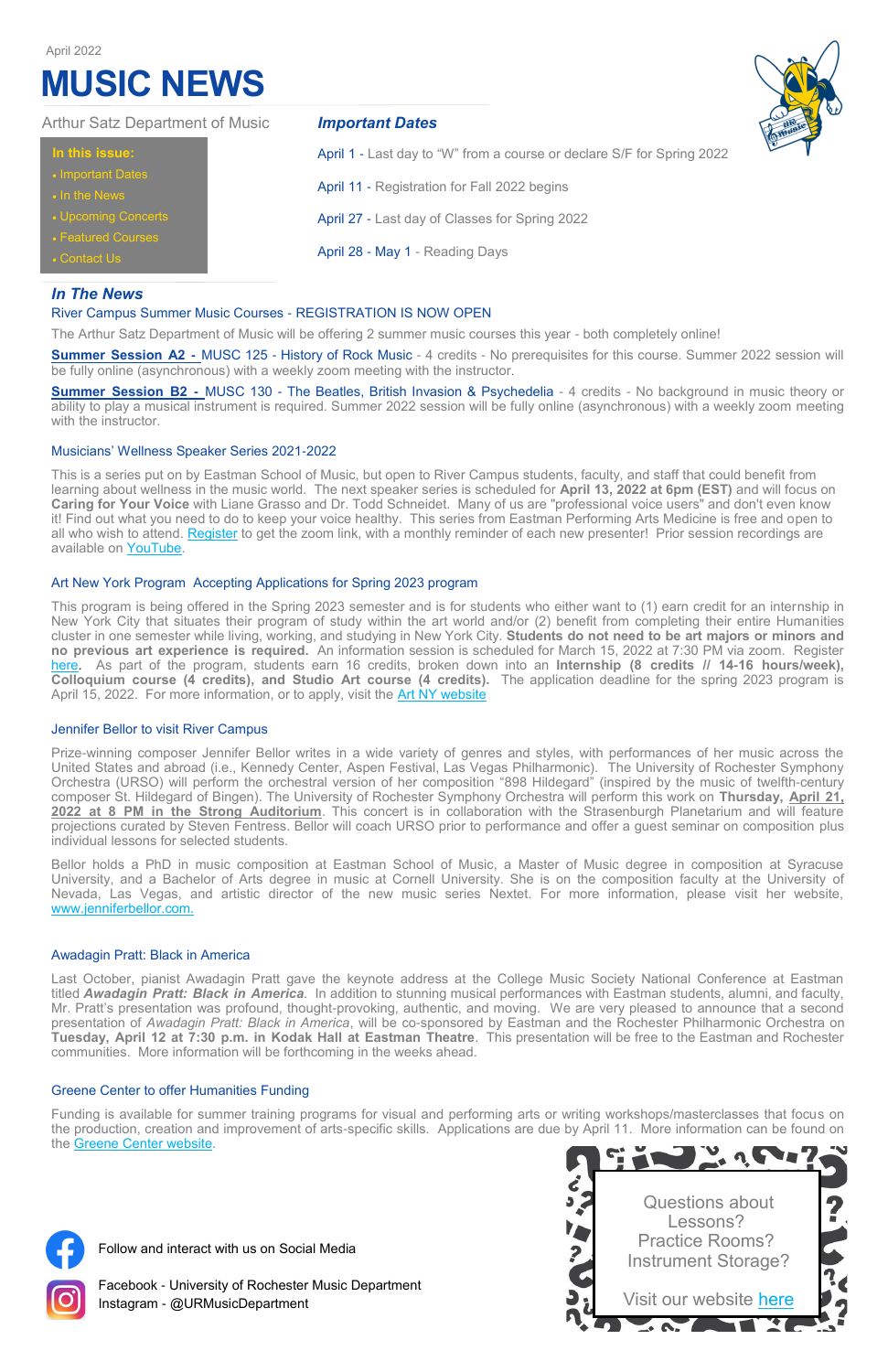April 2022

# MUSIC NEWS

Arthur Satz Department of Music

**In this issue:**

- Important Dates
- In the News
- Upcoming Concerts
- Featured Courses
- Contact Us

## *Important Dates*

April 1 - Last day to "W" from a course or declare S/F for Spring 2022

April 11 - Registration for Fall 2022 begins

April 27 - Last day of Classes for Spring 2022

April 28 - May 1 - Reading Days

## *In The News*

### River Campus Summer Music Courses - REGISTRATION IS NOW OPEN

The Arthur Satz Department of Music will be offering 2 summer music courses this year - both completely online!

**Summer Session A2 -** MUSC 125 - History of Rock Music - 4 credits - No prerequisites for this course. Summer 2022 session will be fully online (asynchronous) with a weekly zoom meeting with the instructor.

**Summer Session B2 -** MUSC 130 - The Beatles, British Invasion & Psychedelia - 4 credits - No background in music theory or ability to play a musical instrument is required. Summer 2022 session will be fully online (asynchronous) with a weekly zoom meeting with the instructor.

### Musicians' Wellness Speaker Series 2021-2022

This is a series put on by Eastman School of Music, but open to River Campus students, faculty, and staff that could benefit from learning about wellness in the music world. The next speaker series is scheduled for **April 13, 2022 at 6pm (EST)** and will focus on **Caring for Your Voice** with Liane Grasso and Dr. Todd Schneidet. Many of us are "professional voice users" and don't even know it! Find out what you need to do to keep your voice healthy. This series from Eastman Performing Arts Medicine is free and open to all who wish to attend. Register to get the zoom link, with a monthly reminder of each new presenter! Prior session recordings are available on YouTube.

### Art New York Program Accepting Applications for Spring 2023 program

This program is being offered in the Spring 2023 semester and is for students who either want to (1) earn credit for an internship in New York City that situates their program of study within the art world and/or (2) benefit from completing their entire Humanities cluster in one semester while living, working, and studying in New York City. **Students do not need to be art majors or minors and no previous art experience is required.** An information session is scheduled for March 15, 2022 at 7:30 PM via zoom. Register here. As part of the program, students earn 16 credits, broken down into an **Internship (8 credits // 14-16 hours/week), Colloquium course (4 credits), and Studio Art course (4 credits).** The application deadline for the spring 2023 program is April 15, 2022. For more information, or to apply, visit the Art NY website

### Jennifer Bellor to visit River Campus

Prize-winning composer Jennifer Bellor writes in a wide variety of genres and styles, with performances of her music across the United States and abroad (i.e., Kennedy Center, Aspen Festival, Las Vegas Philharmonic). The University of Rochester Symphony Orchestra (URSO) will perform the orchestral version of her composition "898 Hildegard" (inspired by the music of twelfth-century composer St. Hildegard of Bingen). The University of Rochester Symphony Orchestra will perform this work on **Thursday, April 21, 2022 at 8 PM in the Strong Auditorium**. This concert is in collaboration with the Strasenburgh Planetarium and will feature projections curated by Steven Fentress. Bellor will coach URSO prior to performance and offer a guest seminar on composition plus individual lessons for selected students.

Bellor holds a PhD in music composition at Eastman School of Music, a Master of Music degree in composition at Syracuse University, and a Bachelor of Arts degree in music at Cornell University. She is on the composition faculty at the University of Nevada, Las Vegas, and artistic director of the new music series Nextet. For more information, please visit her website, www.jenniferbellor.com.

### Awadagin Pratt: Black in America

Last October, pianist Awadagin Pratt gave the keynote address at the College Music Society National Conference at Eastman titled ***Awadagin Pratt: Black in America***. In addition to stunning musical performances with Eastman students, alumni, and faculty, Mr. Pratt's presentation was profound, thought-provoking, authentic, and moving. We are very pleased to announce that a second presentation of *Awadagin Pratt: Black in America*, will be co-sponsored by Eastman and the Rochester Philharmonic Orchestra on **Tuesday, April 12 at 7:30 p.m. in Kodak Hall at Eastman Theatre**. This presentation will be free to the Eastman and Rochester communities. More information will be forthcoming in the weeks ahead.

### Greene Center to offer Humanities Funding

Funding is available for summer training programs for visual and performing arts or writing workshops/masterclasses that focus on the production, creation and improvement of arts-specific skills. Applications are due by April 11. More information can be found on the Greene Center website.

Follow and interact with us on Social Media

Facebook - University of Rochester Music Department

Instagram - @URMusicDepartment

Questions about Lessons? Practice Rooms? Instrument Storage?

Visit our website here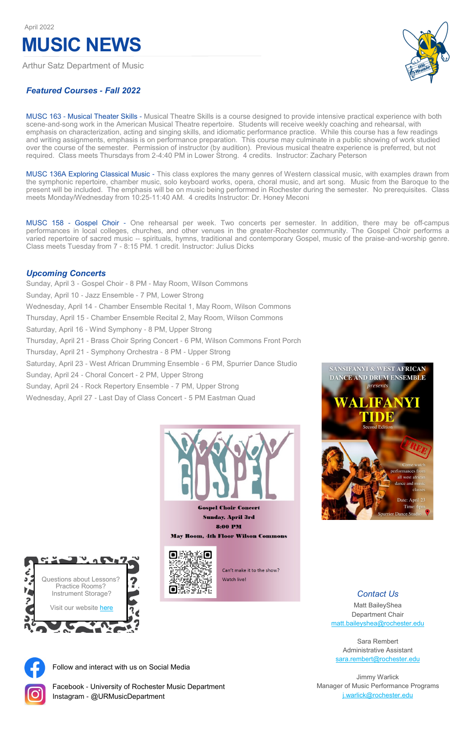April 2022

# MUSIC NEWS

Arthur Satz Department of Music

## *Featured Courses - Fall 2022*

MUSC 163 - Musical Theater Skills - Musical Theatre Skills is a course designed to provide intensive practical experience with both scene-and-song work in the American Musical Theatre repertoire. Students will receive weekly coaching and rehearsal, with emphasis on characterization, acting and singing skills, and idiomatic performance practice. While this course has a few readings and writing assignments, emphasis is on performance preparation. This course may culminate in a public showing of work studied over the course of the semester. Permission of instructor (by audition). Previous musical theatre experience is preferred, but not required. Class meets Thursdays from 2-4:40 PM in Lower Strong. 4 credits. Instructor: Zachary Peterson

MUSC 136A Exploring Classical Music - This class explores the many genres of Western classical music, with examples drawn from the symphonic repertoire, chamber music, solo keyboard works, opera, choral music, and art song. Music from the Baroque to the present will be included. The emphasis will be on music being performed in Rochester during the semester. No prerequisites. Class meets Monday/Wednesday from 10:25-11:40 AM. 4 credits Instructor: Dr. Honey Meconi

MUSC 158 - Gospel Choir - One rehearsal per week. Two concerts per semester. In addition, there may be off-campus performances in local colleges, churches, and other venues in the greater-Rochester community. The Gospel Choir performs a varied repertoire of sacred music -- spirituals, hymns, traditional and contemporary Gospel, music of the praise-and-worship genre. Class meets Tuesday from 7 - 8:15 PM. 1 credit. Instructor: Julius Dicks

## *Upcoming Concerts*

Sunday, April 3 - Gospel Choir - 8 PM - May Room, Wilson Commons
Sunday, April 10 - Jazz Ensemble - 7 PM, Lower Strong
Wednesday, April 14 - Chamber Ensemble Recital 1, May Room, Wilson Commons
Thursday, April 15 - Chamber Ensemble Recital 2, May Room, Wilson Commons
Saturday, April 16 - Wind Symphony - 8 PM, Upper Strong
Thursday, April 21 - Brass Choir Spring Concert - 6 PM, Wilson Commons Front Porch
Thursday, April 21 - Symphony Orchestra - 8 PM - Upper Strong
Saturday, April 23 - West African Drumming Ensemble - 6 PM, Spurrier Dance Studio
Sunday, April 24 - Choral Concert - 2 PM, Upper Strong
Sunday, April 24 - Rock Repertory Ensemble - 7 PM, Upper Strong
Wednesday, April 27 - Last Day of Class Concert - 5 PM Eastman Quad

SANSIFANYI & WEST AFRICAN DANCE AND DRUM ENSEMBLE
*presents*
WALIFANYI TIDE
Second Edition
FREE
Come watch performances from all west african dance and music classes
Date: April 23
Time: 6pm
Spurrier Dance Studio

GOSPEL
Gospel Choir Concert
Sunday, April 3rd
8:00 PM
May Room, 4th Floor Wilson Commons
Can't make it to the show? Watch live!

Questions about Lessons? Practice Rooms? Instrument Storage?

Visit our website here

## *Contact Us*

Matt BaileyShea
Department Chair
matt.baileyshea@rochester.edu

Sara Rembert
Administrative Assistant
sara.rembert@rochester.edu

Jimmy Warlick
Manager of Music Performance Programs
j.warlick@rochester.edu

Follow and interact with us on Social Media

Facebook - University of Rochester Music Department
Instagram - @URMusicDepartment